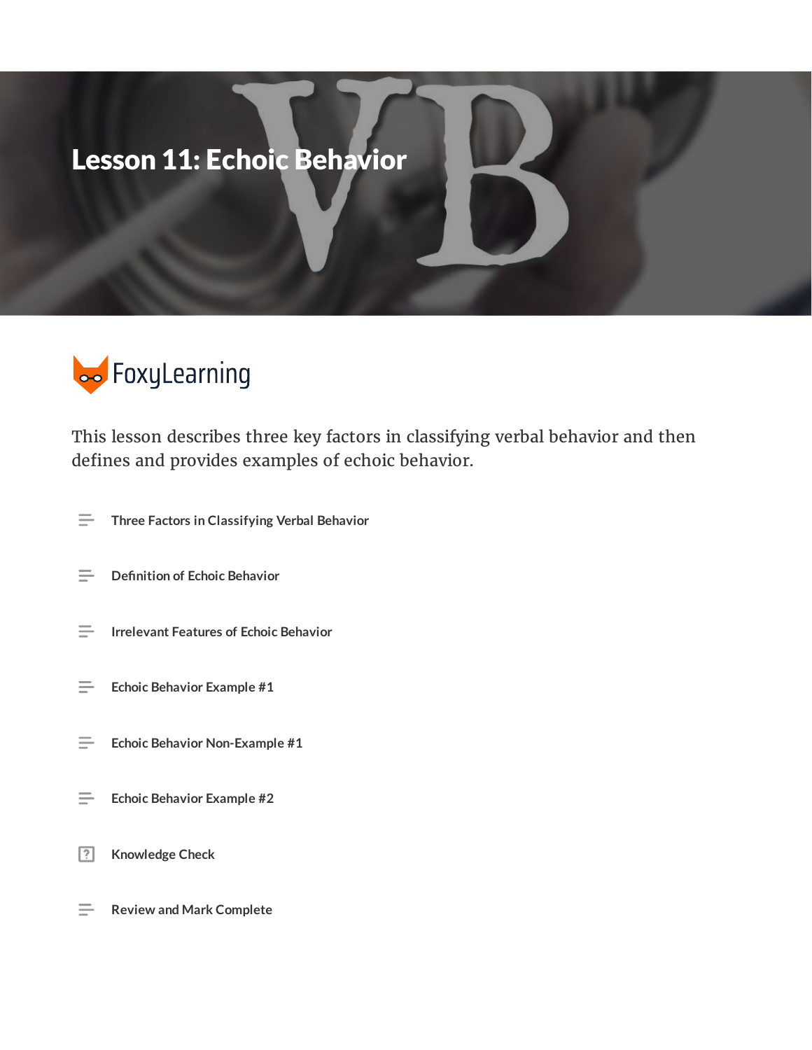# Lesson 11: Echoic Behavior

FoxyLearning

This lesson describes three key factors in classifying verbal behavior and then defines and provides examples of echoic behavior.

- Three Factors in Classifying Verbal Behavior
- Definition of Echoic Behavior
- Irrelevant Features of Echoic Behavior
- Echoic Behavior Example #1
- Echoic Behavior Non-Example #1
- Echoic Behavior Example #2
- Knowledge Check
- Review and Mark Complete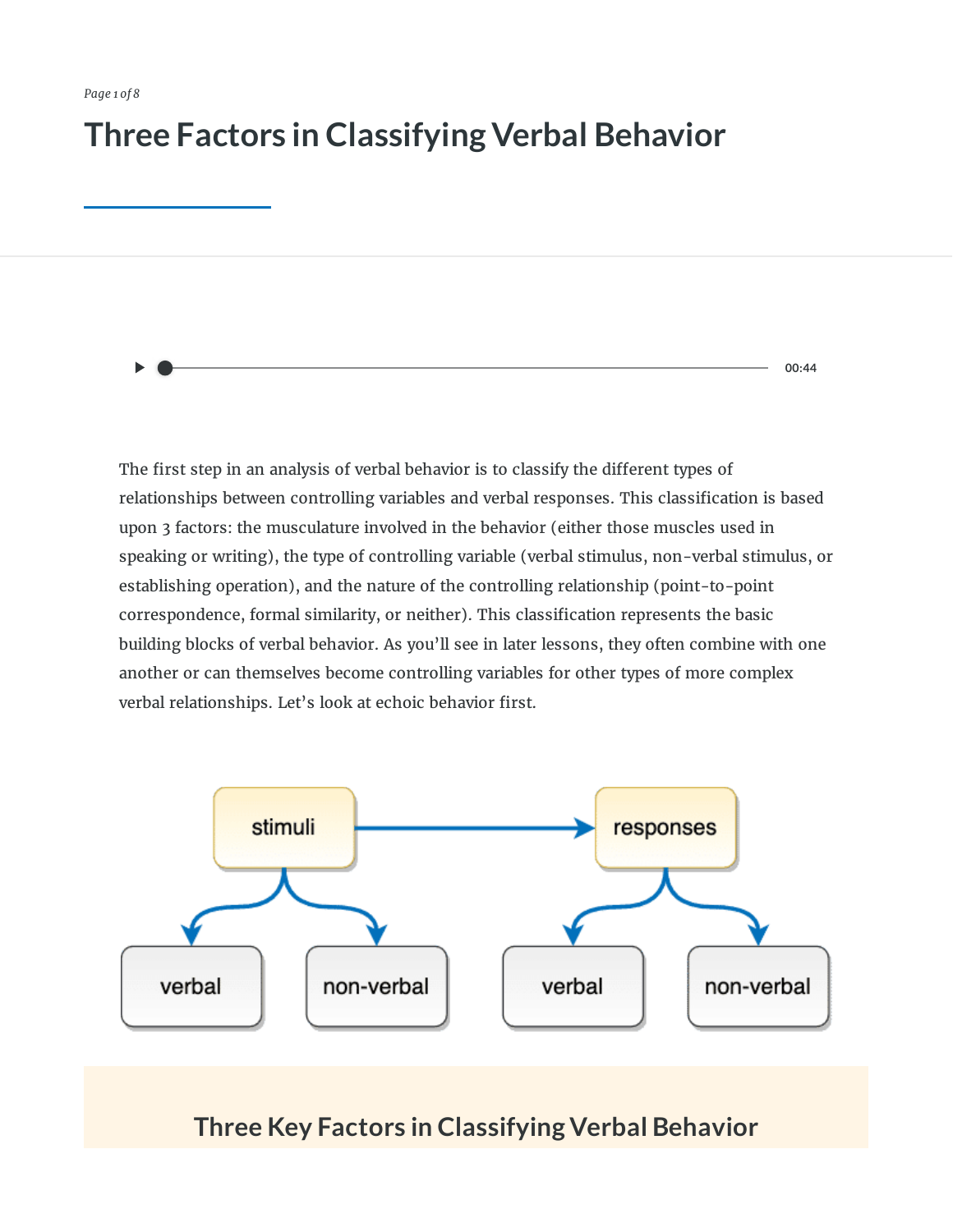# Three Factors in Classifying Verbal Behavior

The first step in an analysis of verbal behavior is to classify the different types of relationships between controlling variables and verbal responses. This classification is based upon 3 factors: the musculature involved in the behavior (either those muscles used in speaking or writing), the type of controlling variable (verbal stimulus, non-verbal stimulus, or establishing operation), and the nature of the controlling relationship (point-to-point correspondence, formal similarity, or neither). This classification represents the basic building blocks of verbal behavior. As you'll see in later lessons, they often combine with one another or can themselves become controlling variables for other types of more complex verbal relationships. Let's look at echoic behavior first.

## Three Key Factors in Classifying Verbal Behavior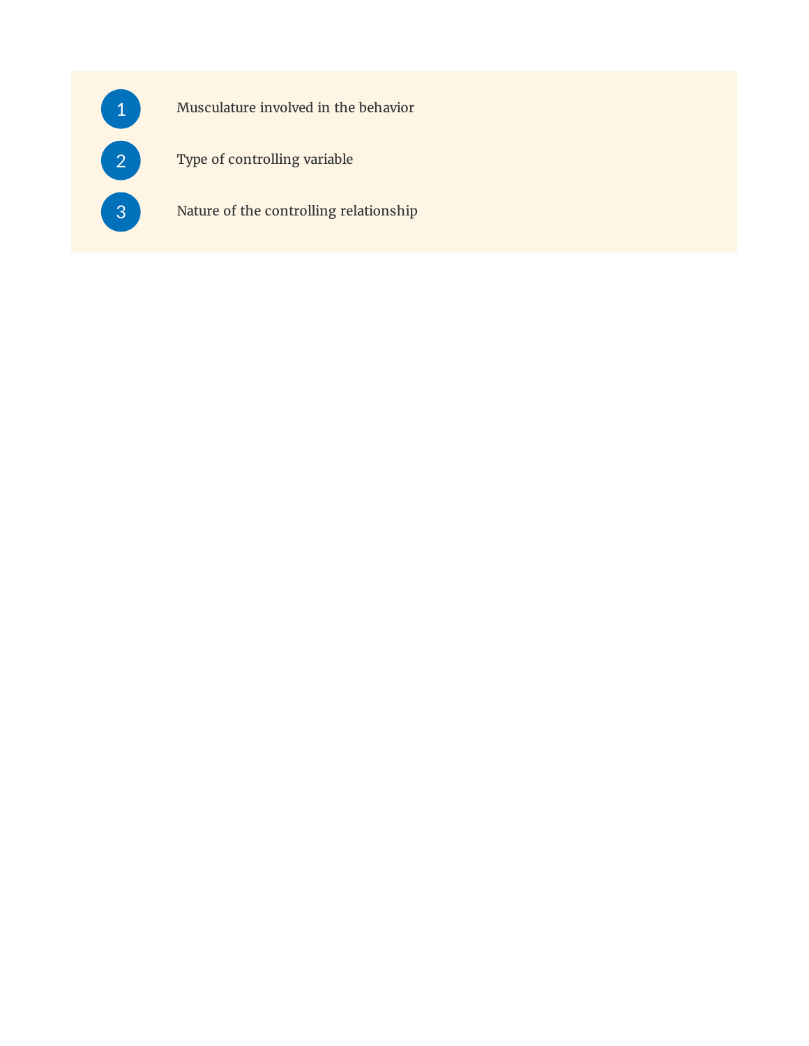1. Musculature involved in the behavior
2. Type of controlling variable
3. Nature of the controlling relationship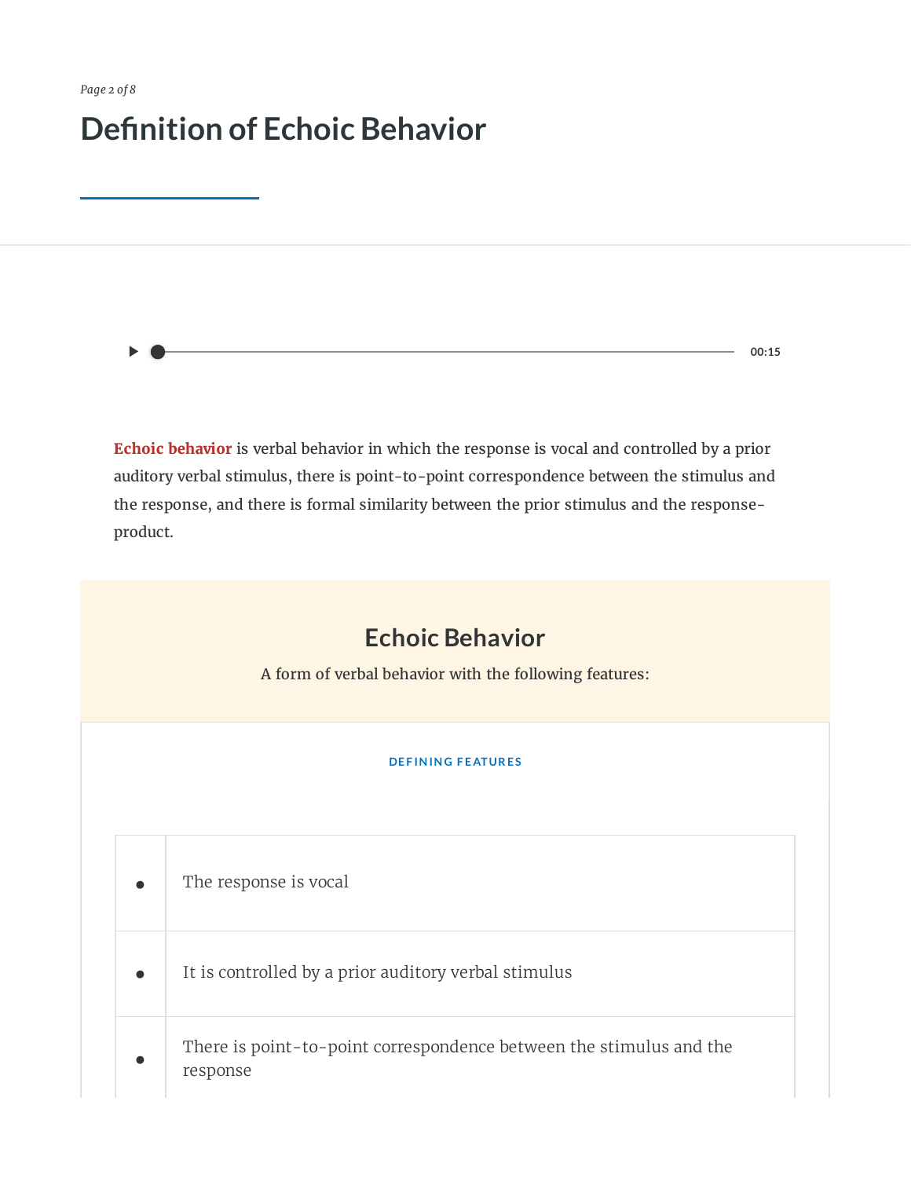# Definition of Echoic Behavior

**Echoic behavior** is verbal behavior in which the response is vocal and controlled by a prior auditory verbal stimulus, there is point-to-point correspondence between the stimulus and the response, and there is formal similarity between the prior stimulus and the response-product.

## Echoic Behavior

A form of verbal behavior with the following features:

DEFINING FEATURES

| | |
|---|---|
| • | The response is vocal |
| • | It is controlled by a prior auditory verbal stimulus |
| • | There is point-to-point correspondence between the stimulus and the response |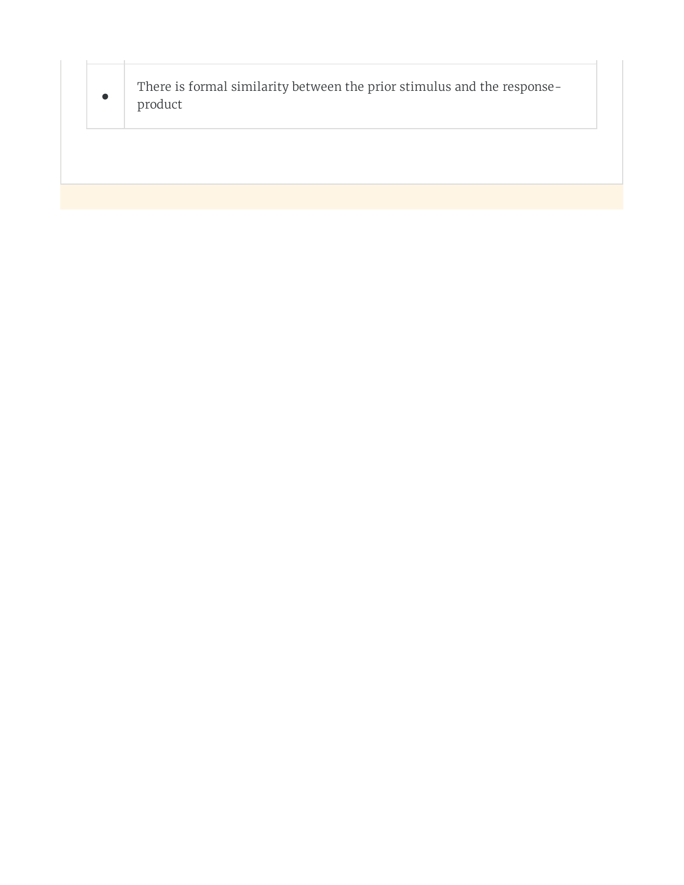| | |
|---|---|
| • | There is formal similarity between the prior stimulus and the response-product |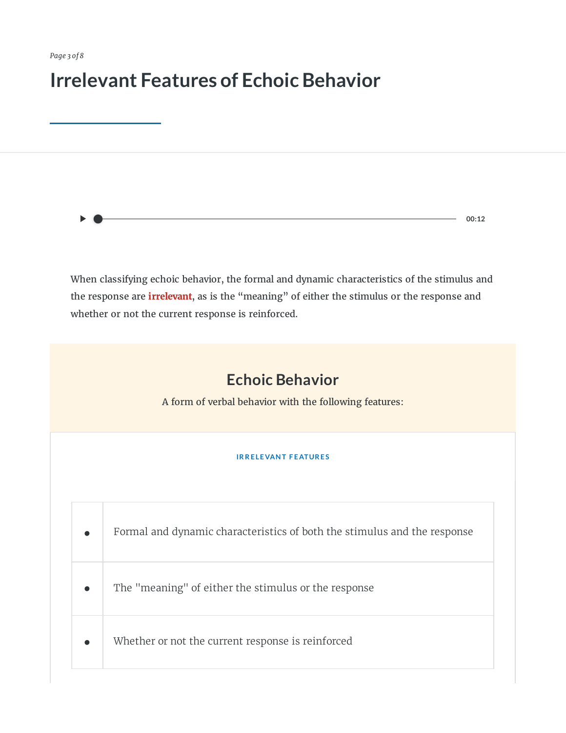# Irrelevant Features of Echoic Behavior

00:12

When classifying echoic behavior, the formal and dynamic characteristics of the stimulus and the response are **irrelevant**, as is the "meaning" of either the stimulus or the response and whether or not the current response is reinforced.

## Echoic Behavior

A form of verbal behavior with the following features:

IRRELEVANT FEATURES

| | |
|---|---|
| • | Formal and dynamic characteristics of both the stimulus and the response |
| • | The "meaning" of either the stimulus or the response |
| • | Whether or not the current response is reinforced |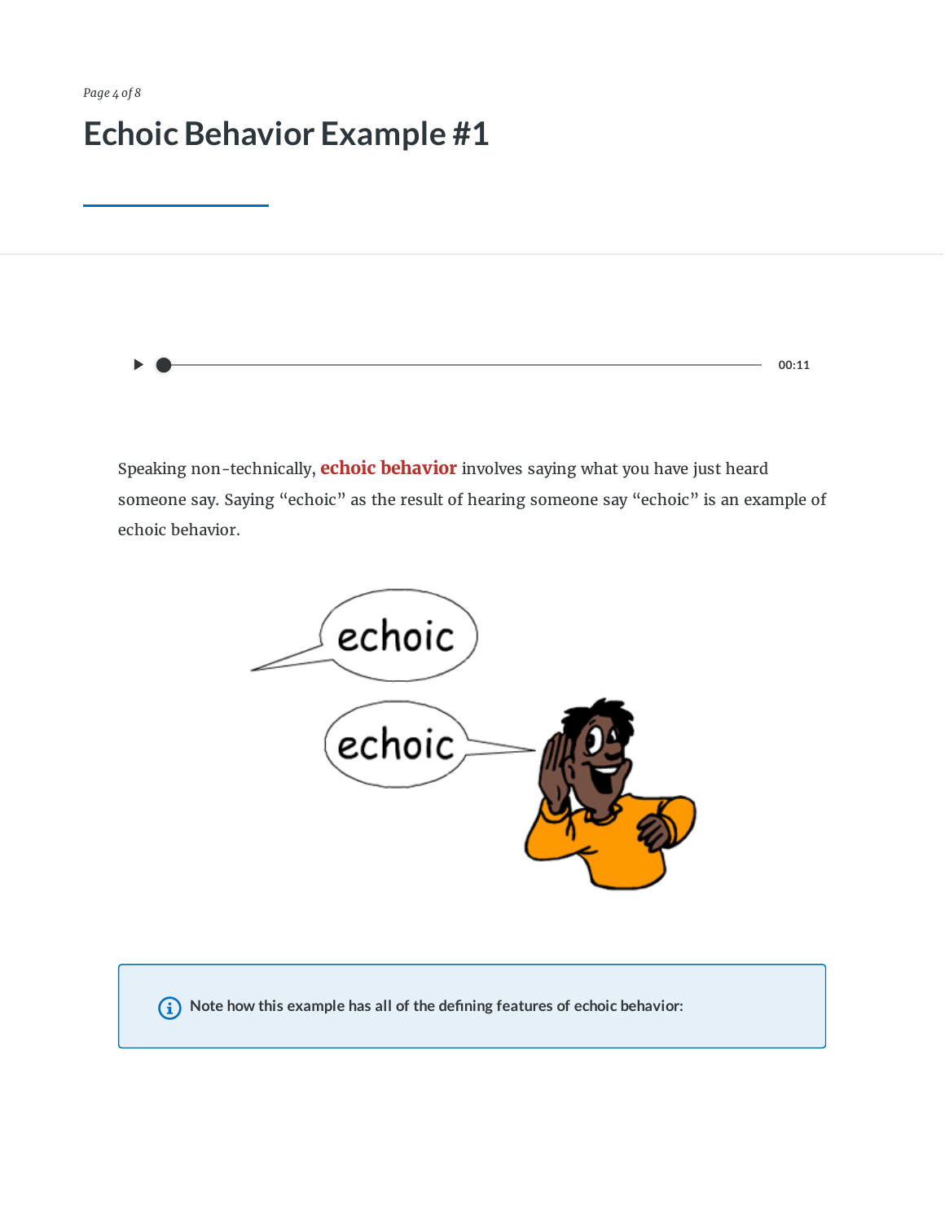# Echoic Behavior Example #1

00:11

Speaking non-technically, **echoic behavior** involves saying what you have just heard someone say. Saying "echoic" as the result of hearing someone say "echoic" is an example of echoic behavior.

**Note how this example has all of the defining features of echoic behavior:**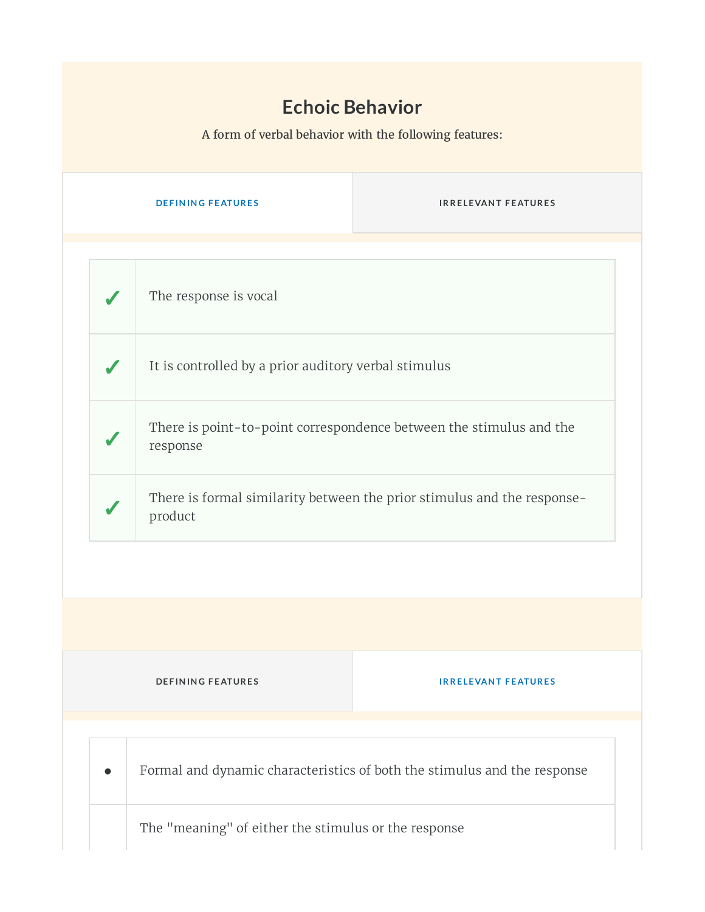## Echoic Behavior

A form of verbal behavior with the following features:

| DEFINING FEATURES | IRRELEVANT FEATURES |
|---|---|

| | |
|---|---|
| ✓ | The response is vocal |
| ✓ | It is controlled by a prior auditory verbal stimulus |
| ✓ | There is point-to-point correspondence between the stimulus and the response |
| ✓ | There is formal similarity between the prior stimulus and the response-product |

| DEFINING FEATURES | IRRELEVANT FEATURES |
|---|---|

| | |
|---|---|
| • | Formal and dynamic characteristics of both the stimulus and the response |
| | The "meaning" of either the stimulus or the response |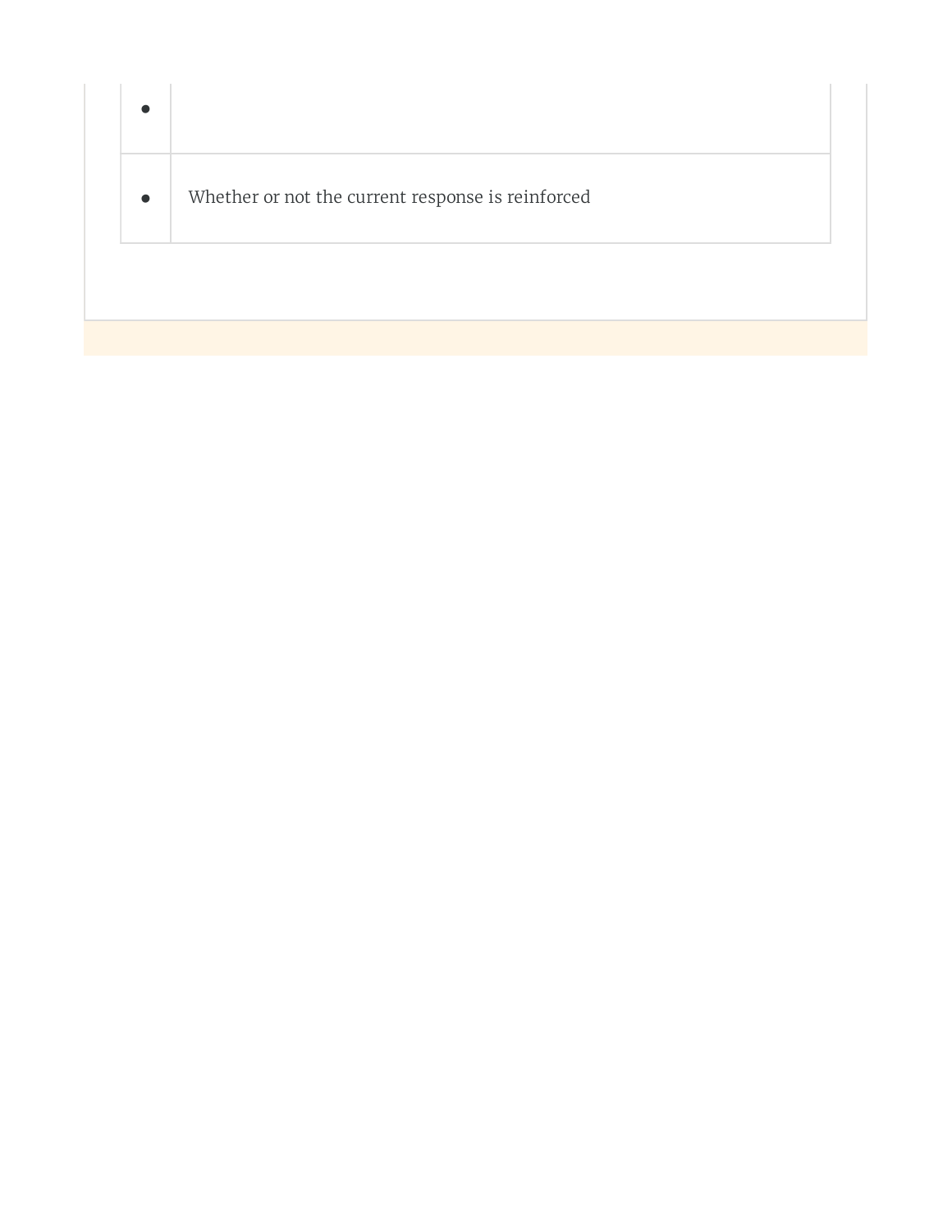| | |
|---|---|
| • | |
| • | Whether or not the current response is reinforced |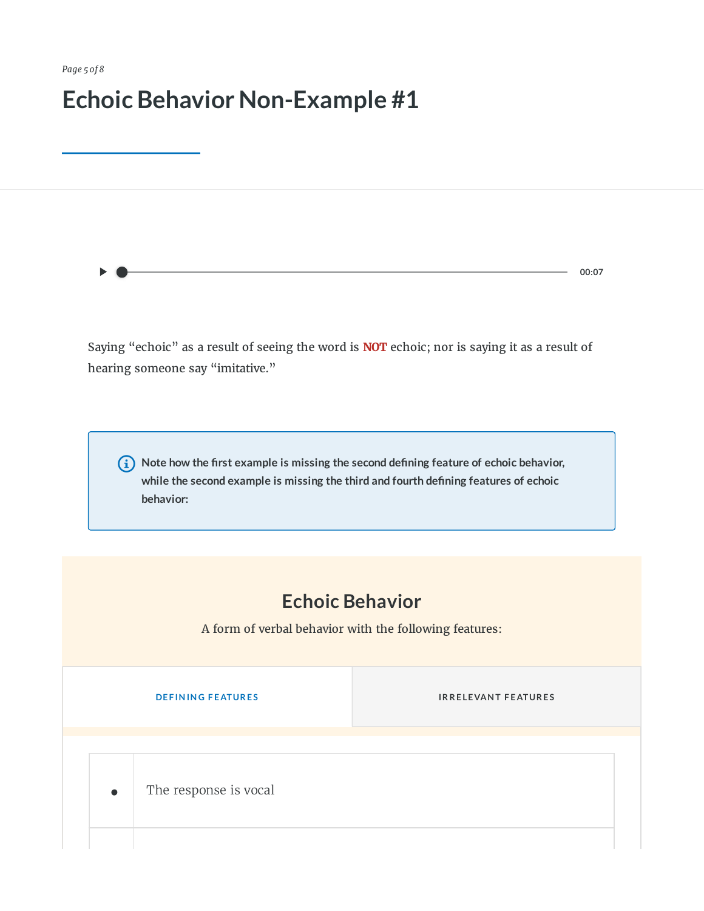# Echoic Behavior Non-Example #1

00:07

Saying "echoic" as a result of seeing the word is **NOT** echoic; nor is saying it as a result of hearing someone say "imitative."

> **Note how the first example is missing the second defining feature of echoic behavior, while the second example is missing the third and fourth defining features of echoic behavior:**

## Echoic Behavior

A form of verbal behavior with the following features:

| DEFINING FEATURES | IRRELEVANT FEATURES |
| --- | --- |

- The response is vocal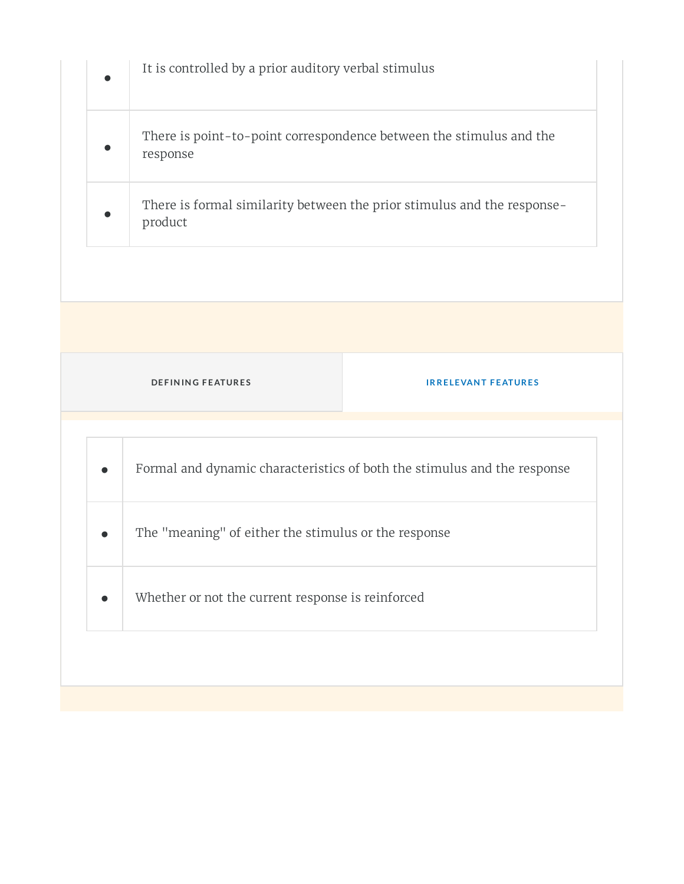- It is controlled by a prior auditory verbal stimulus
- There is point-to-point correspondence between the stimulus and the response
- There is formal similarity between the prior stimulus and the response-product

**DEFINING FEATURES** | **IRRELEVANT FEATURES**

- Formal and dynamic characteristics of both the stimulus and the response
- The "meaning" of either the stimulus or the response
- Whether or not the current response is reinforced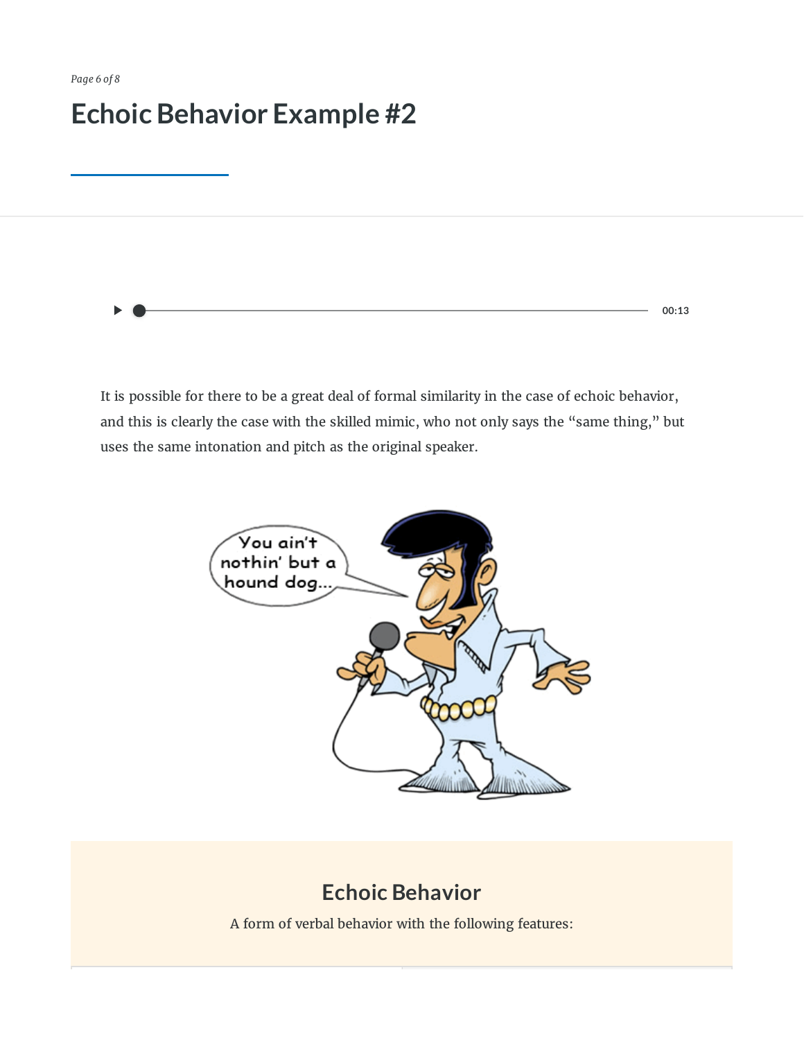# Echoic Behavior Example #2

00:13

It is possible for there to be a great deal of formal similarity in the case of echoic behavior, and this is clearly the case with the skilled mimic, who not only says the "same thing," but uses the same intonation and pitch as the original speaker.

## Echoic Behavior

A form of verbal behavior with the following features: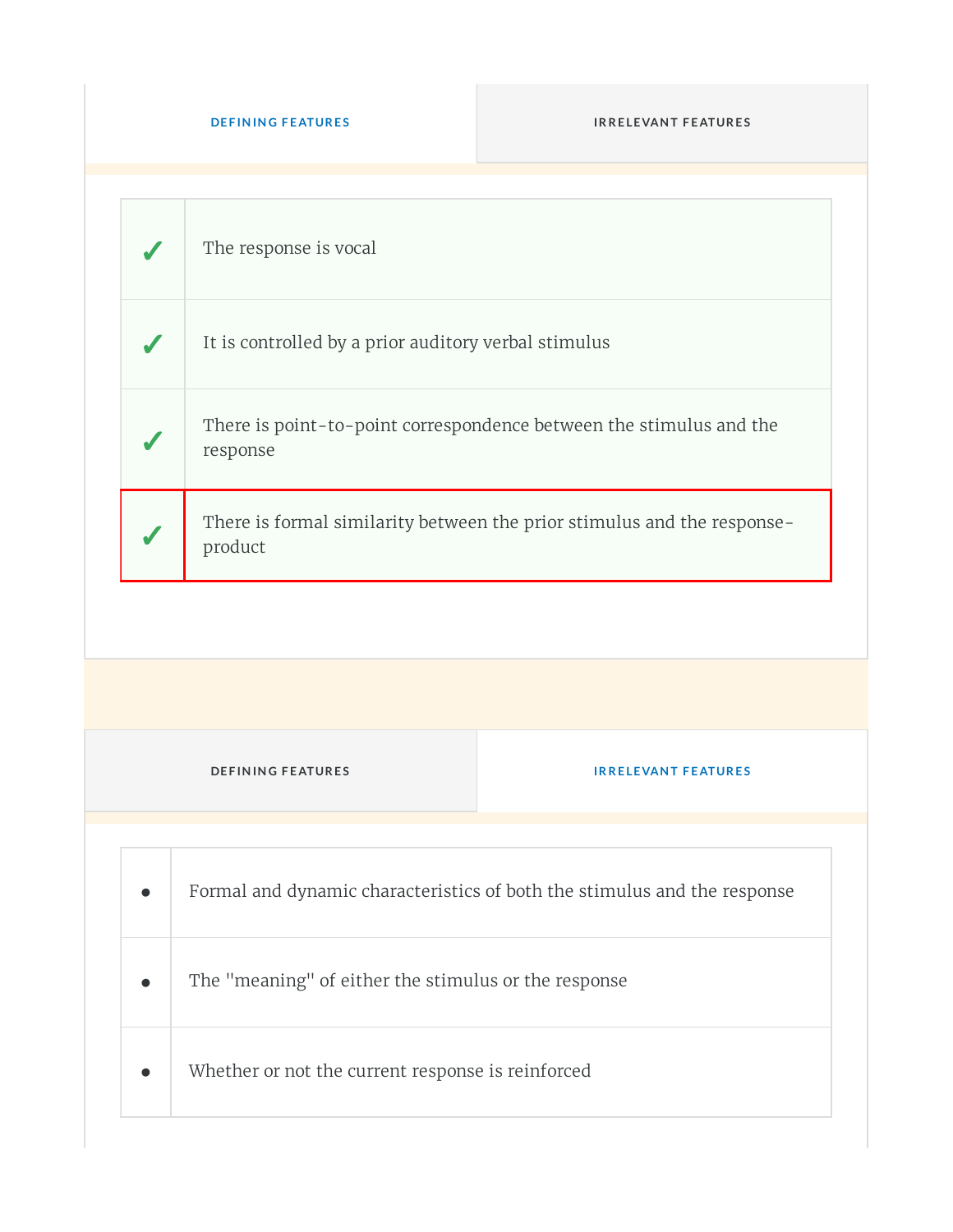| DEFINING FEATURES | IRRELEVANT FEATURES |
|---|---|

| | |
|---|---|
| ✓ | The response is vocal |
| ✓ | It is controlled by a prior auditory verbal stimulus |
| ✓ | There is point-to-point correspondence between the stimulus and the response |
| ✓ | There is formal similarity between the prior stimulus and the response-product |

| DEFINING FEATURES | IRRELEVANT FEATURES |
|---|---|

| | |
|---|---|
| • | Formal and dynamic characteristics of both the stimulus and the response |
| • | The "meaning" of either the stimulus or the response |
| • | Whether or not the current response is reinforced |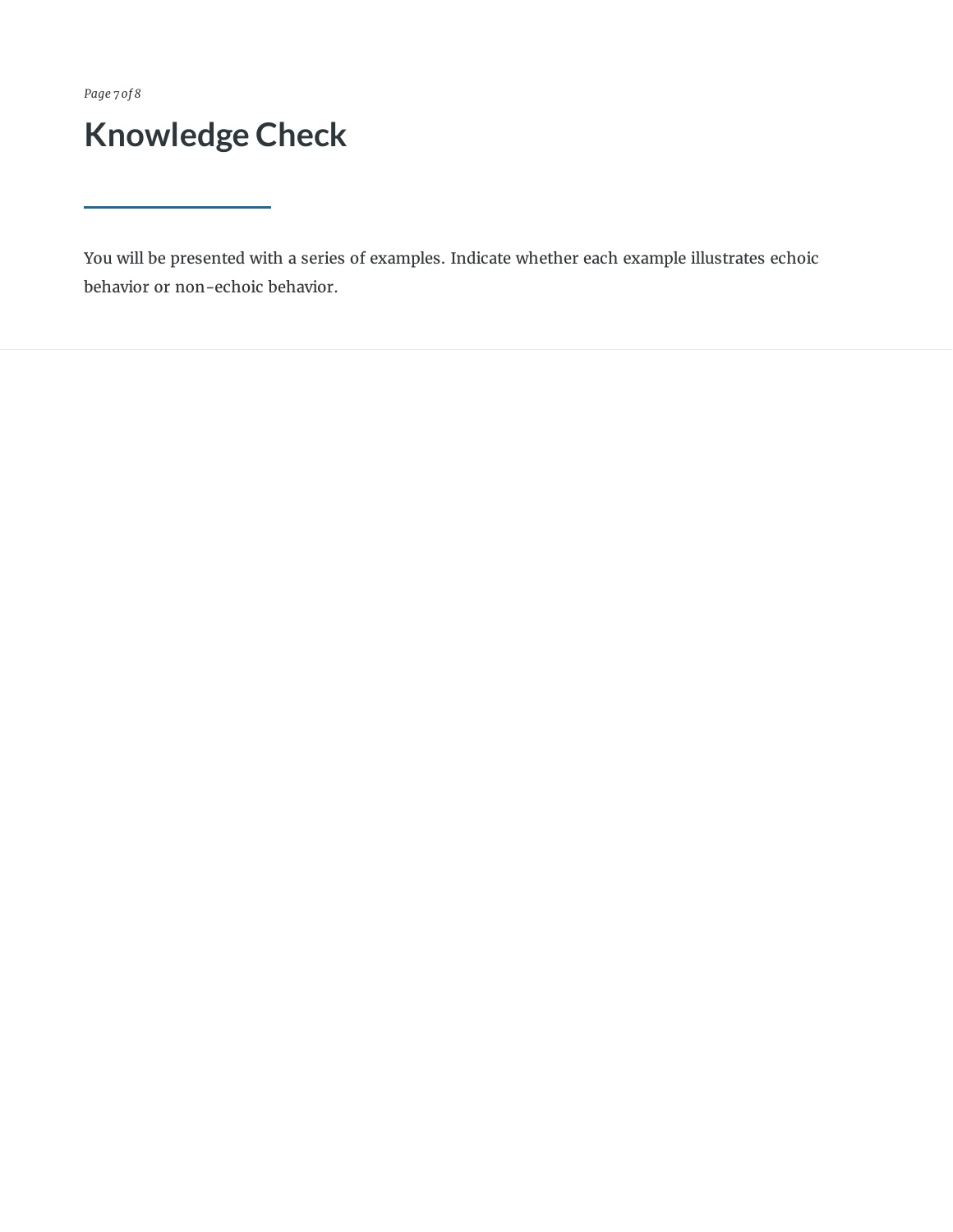# Knowledge Check

You will be presented with a series of examples. Indicate whether each example illustrates echoic behavior or non-echoic behavior.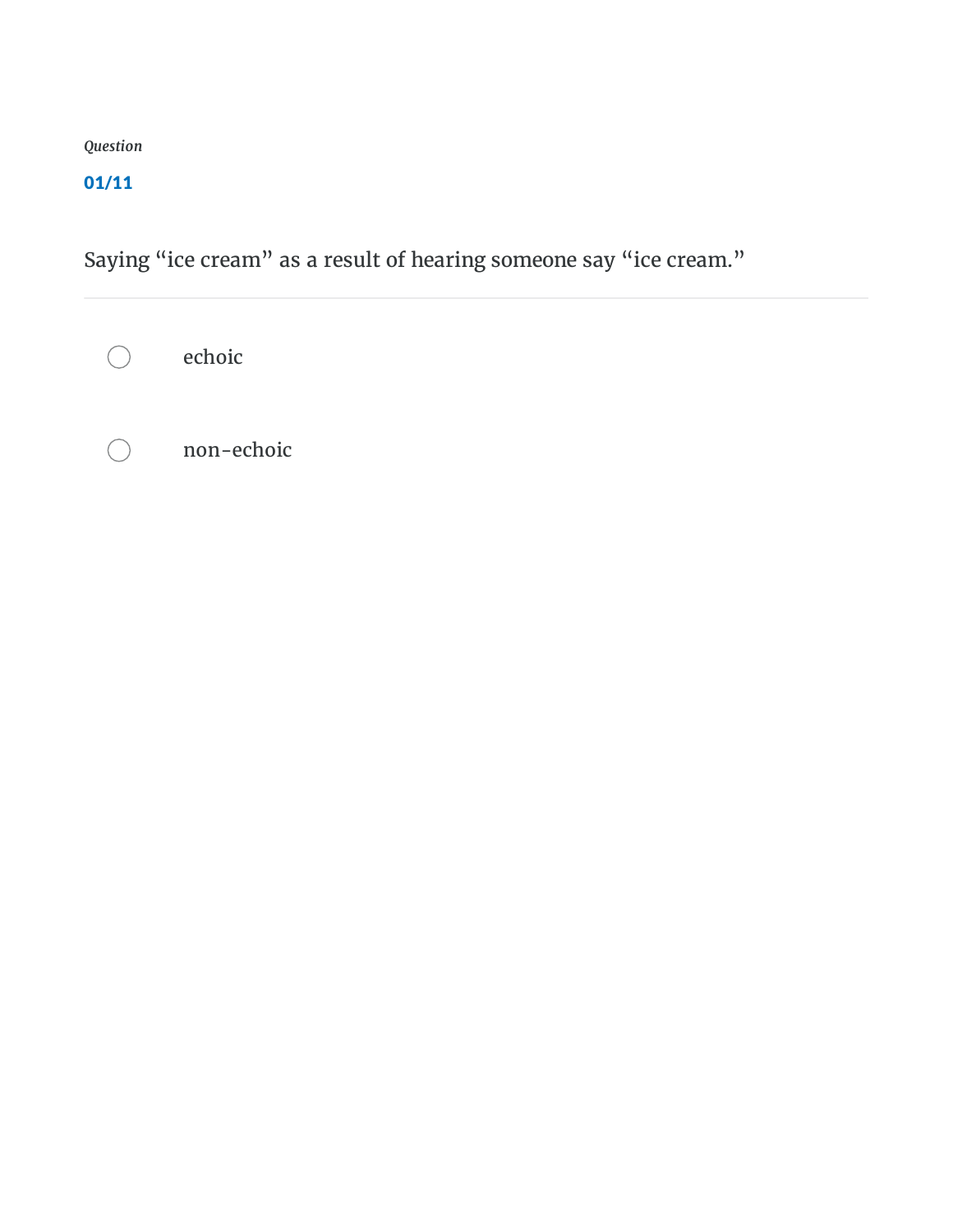*Question*

**01/11**

Saying “ice cream” as a result of hearing someone say “ice cream.”

- echoic
- non-echoic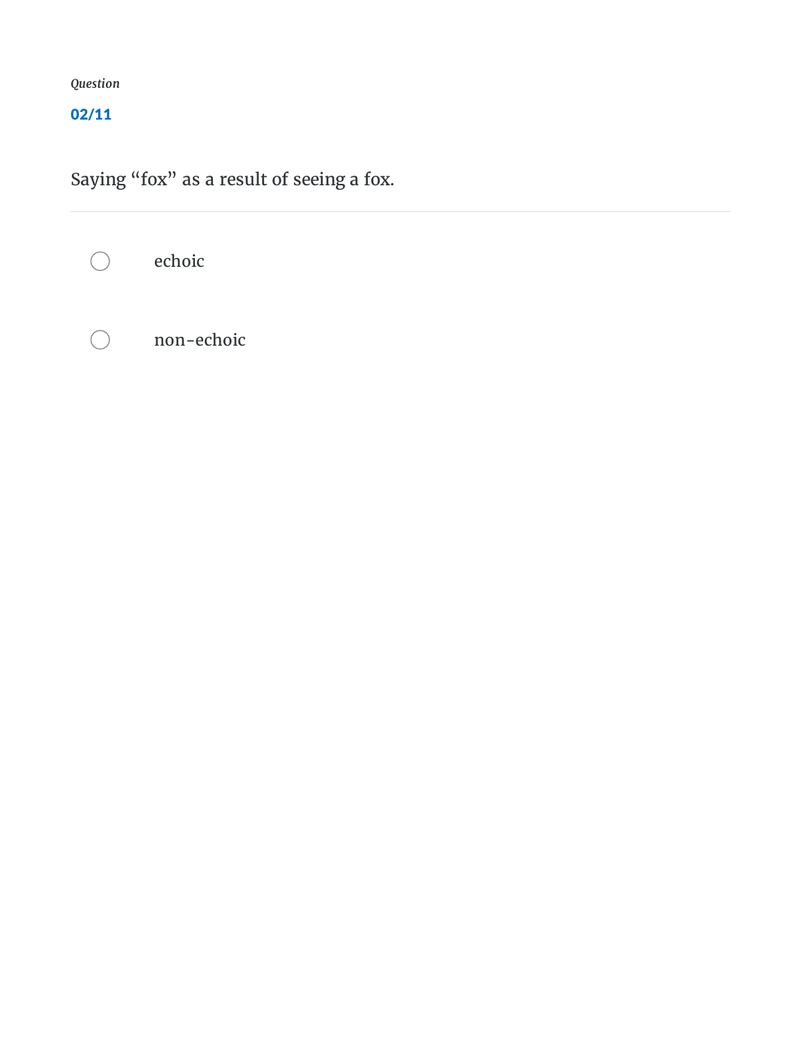*Question*

**02/11**

Saying “fox” as a result of seeing a fox.

- echoic
- non-echoic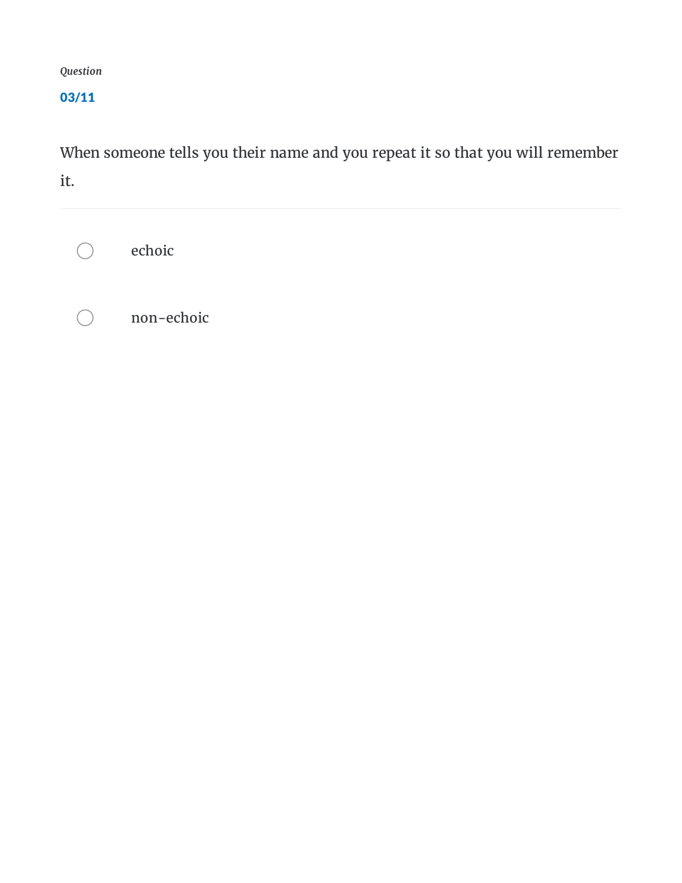*Question*

**03/11**

When someone tells you their name and you repeat it so that you will remember it.

- ○ echoic
- ○ non-echoic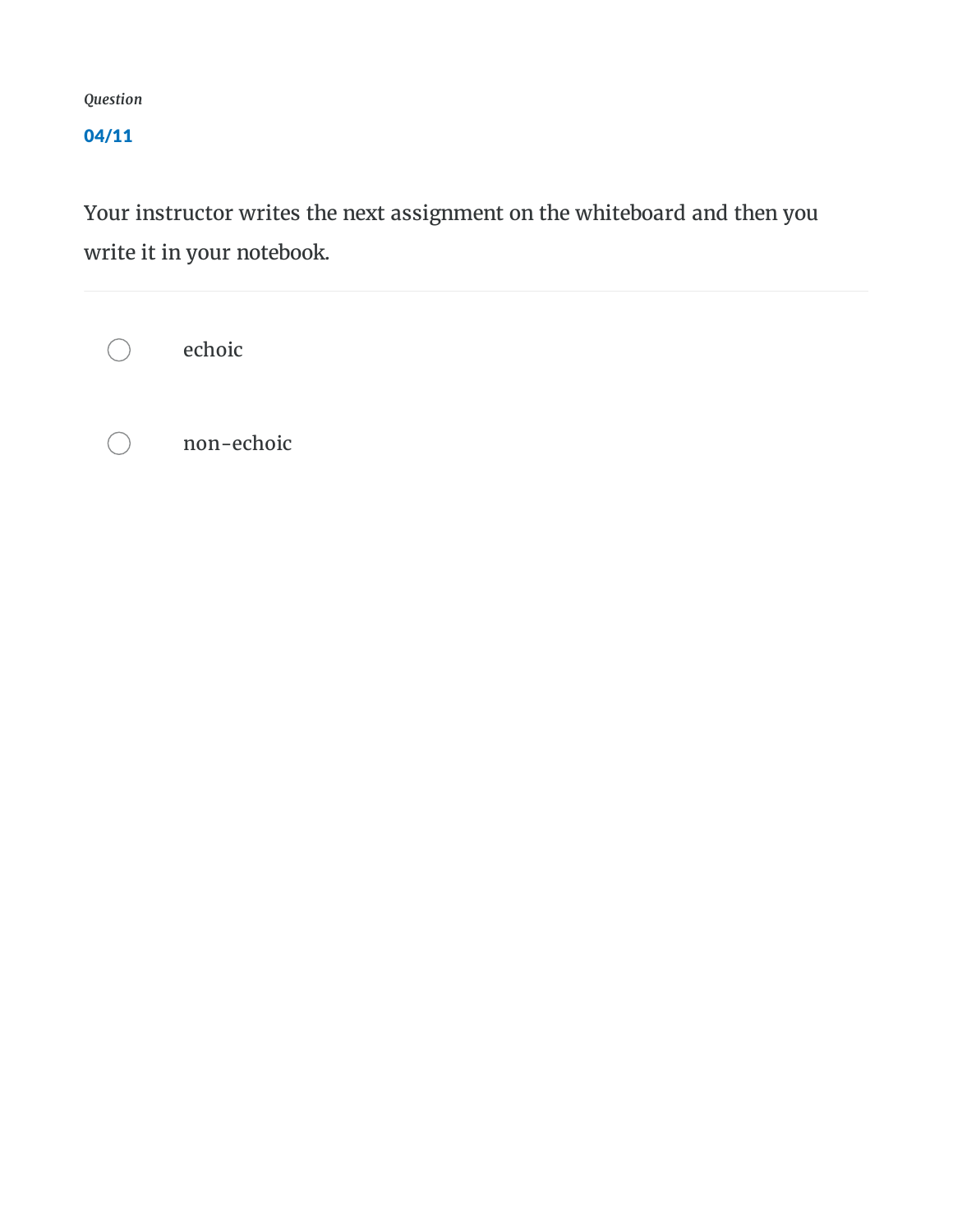*Question*

**04/11**

Your instructor writes the next assignment on the whiteboard and then you write it in your notebook.

- [ ] echoic
- [ ] non-echoic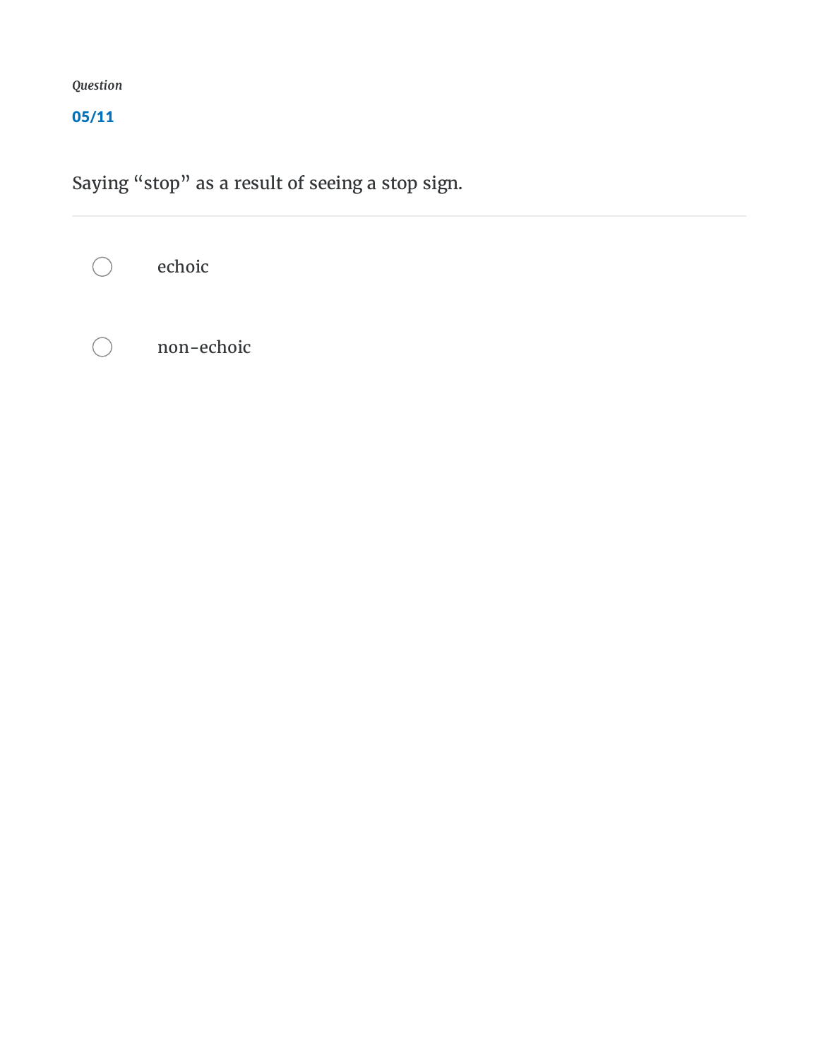*Question*

**05/11**

Saying “stop” as a result of seeing a stop sign.

- echoic
- non-echoic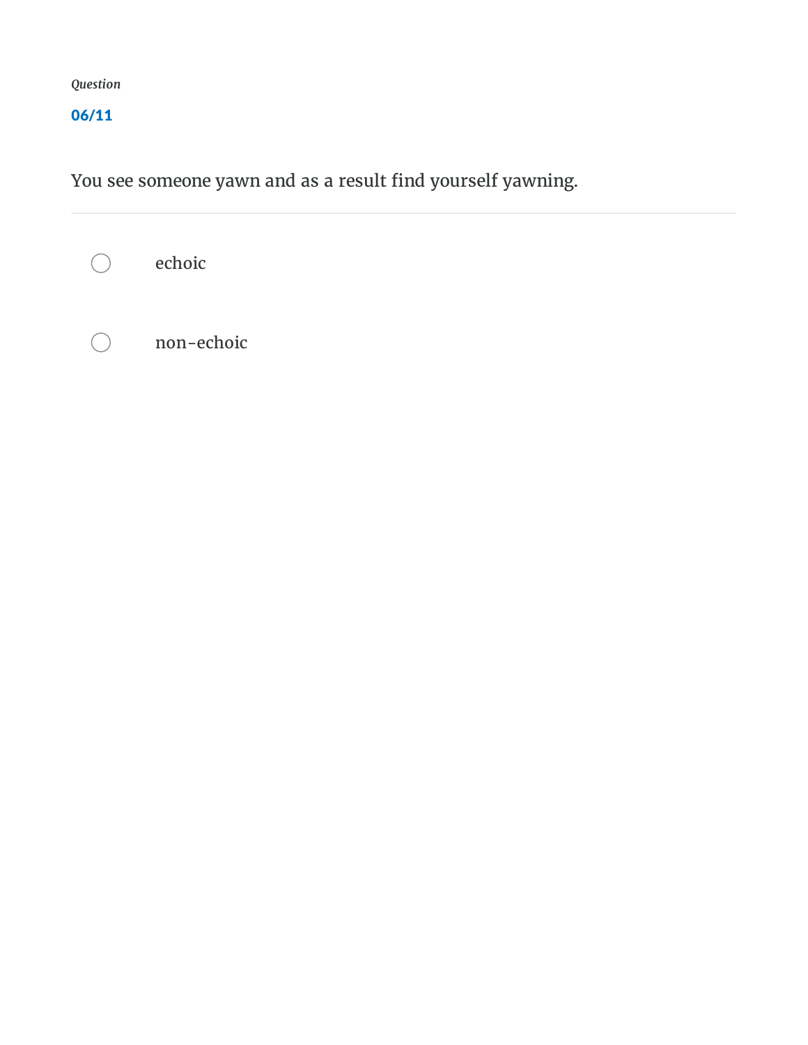*Question*

**06/11**

You see someone yawn and as a result find yourself yawning.

- ○ echoic
- ○ non-echoic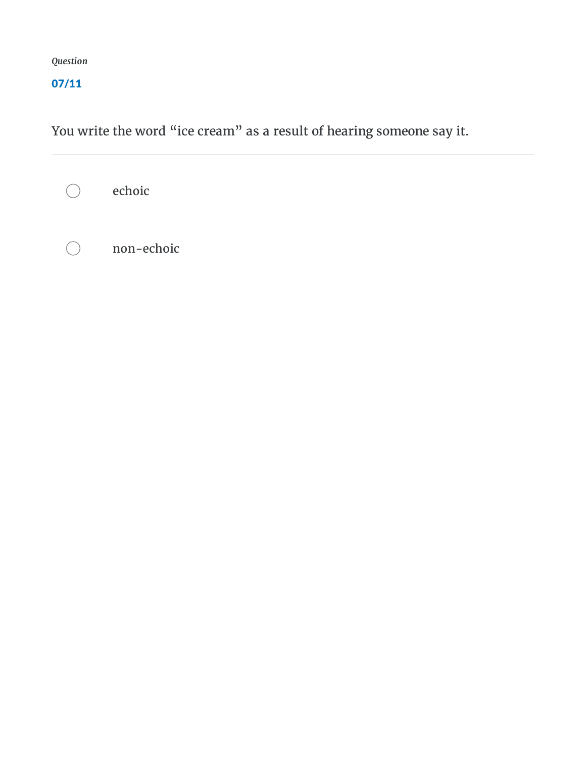*Question*

**07/11**

You write the word “ice cream” as a result of hearing someone say it.

---

- ◯ echoic
- ◯ non-echoic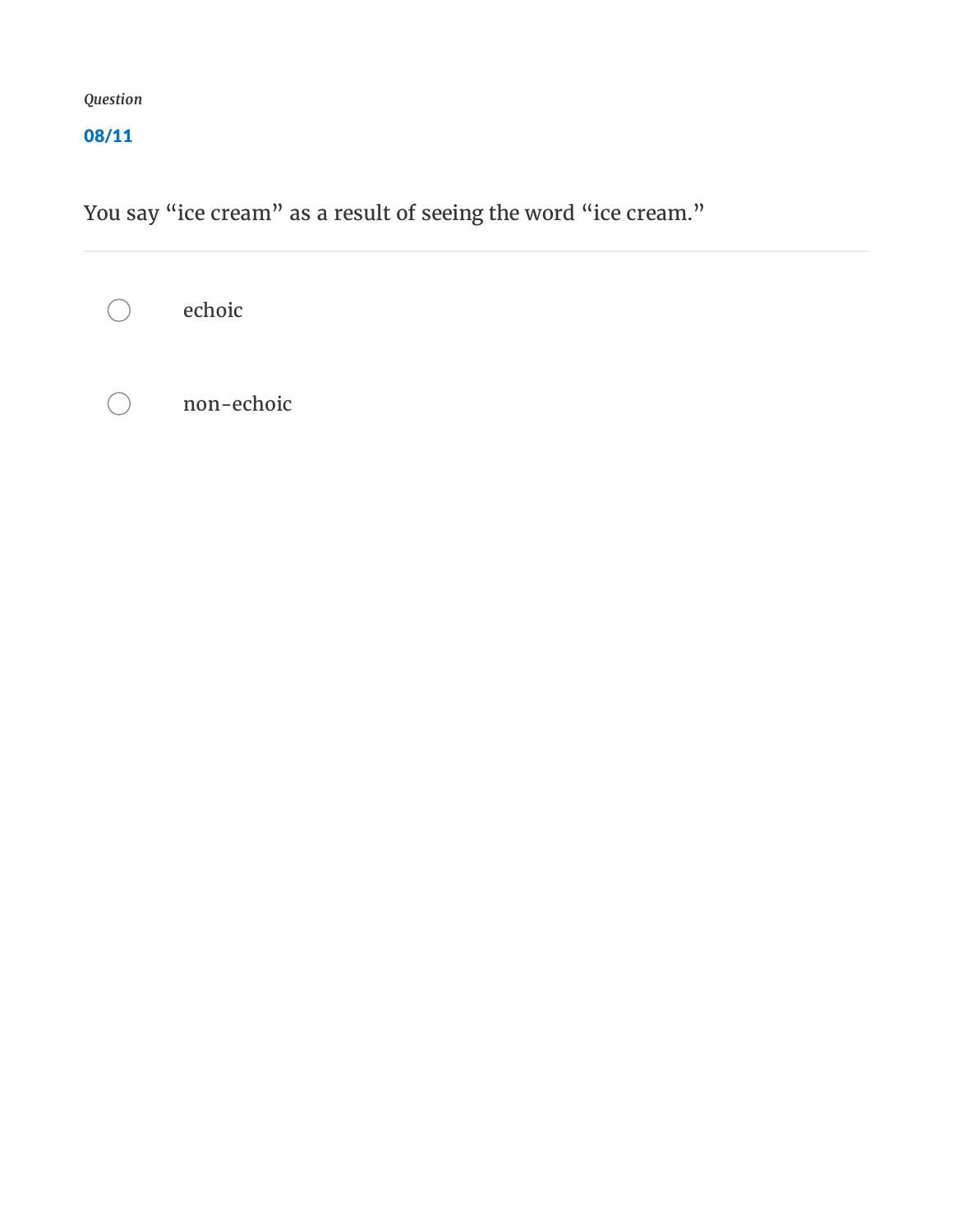*Question*

**08/11**

You say “ice cream” as a result of seeing the word “ice cream.”

- ◯ echoic
- ◯ non-echoic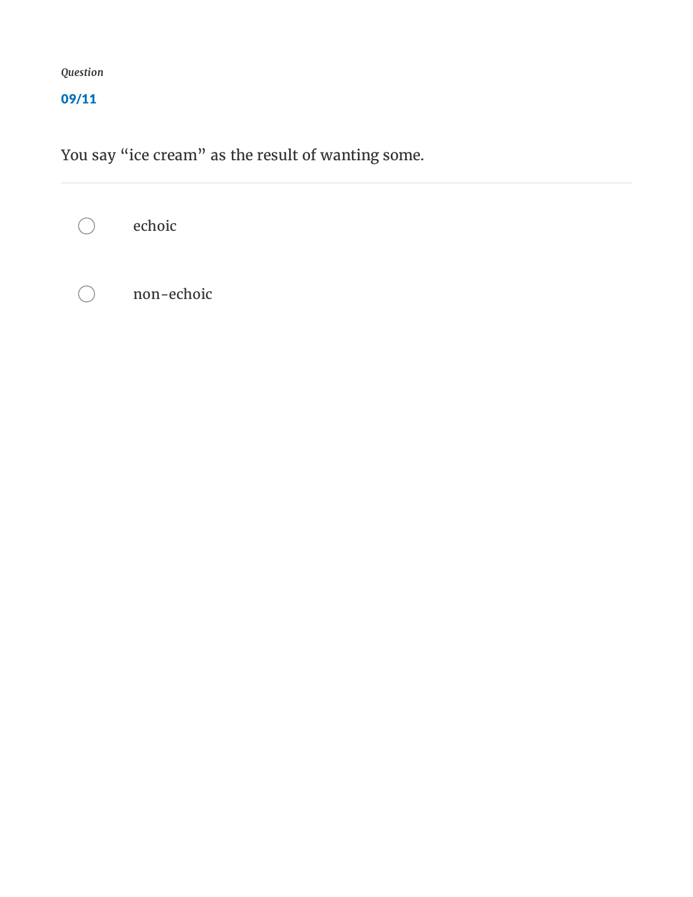*Question*

**09/11**

You say “ice cream” as the result of wanting some.

- echoic
- non-echoic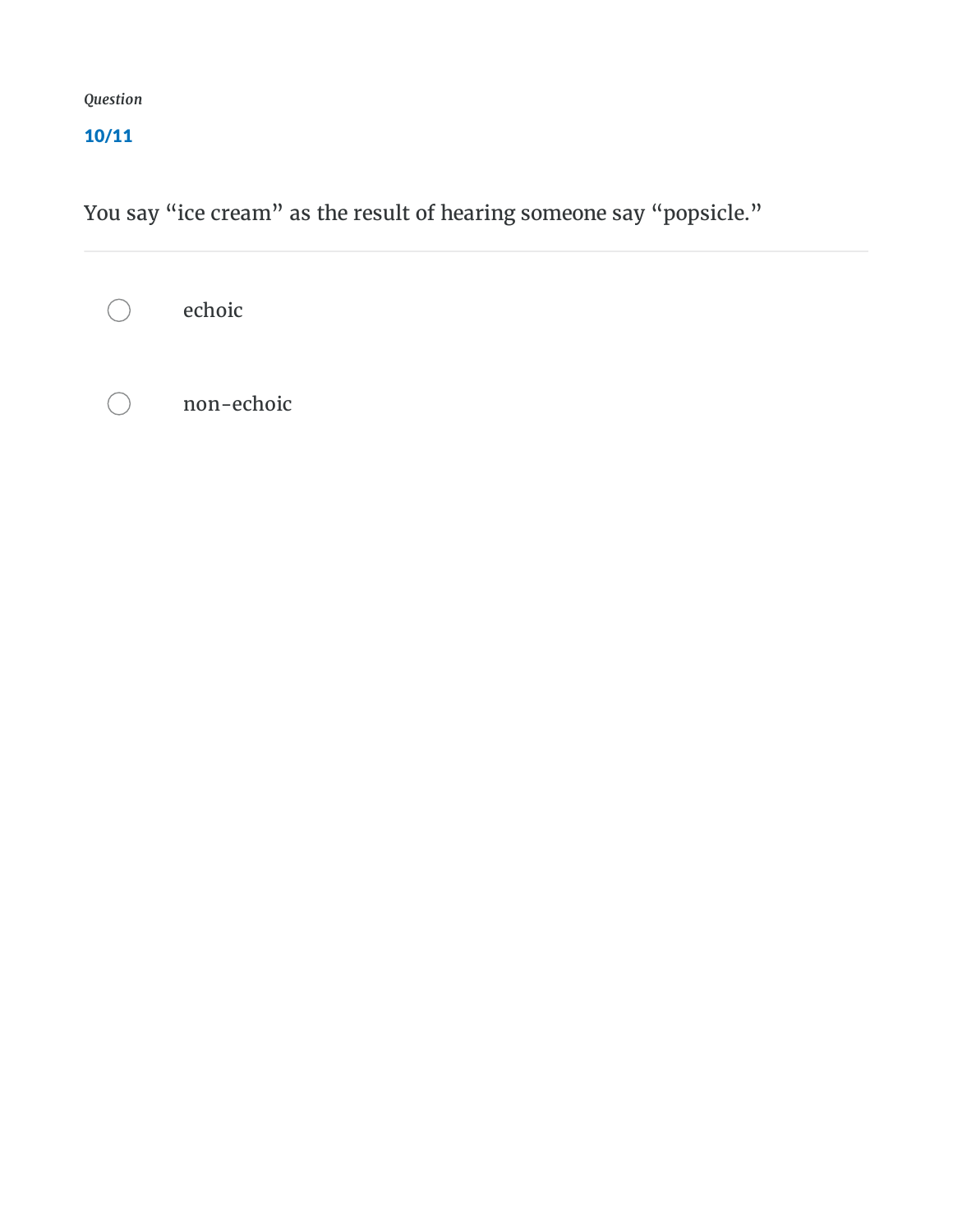*Question*

**10/11**

You say "ice cream" as the result of hearing someone say "popsicle."

- echoic
- non-echoic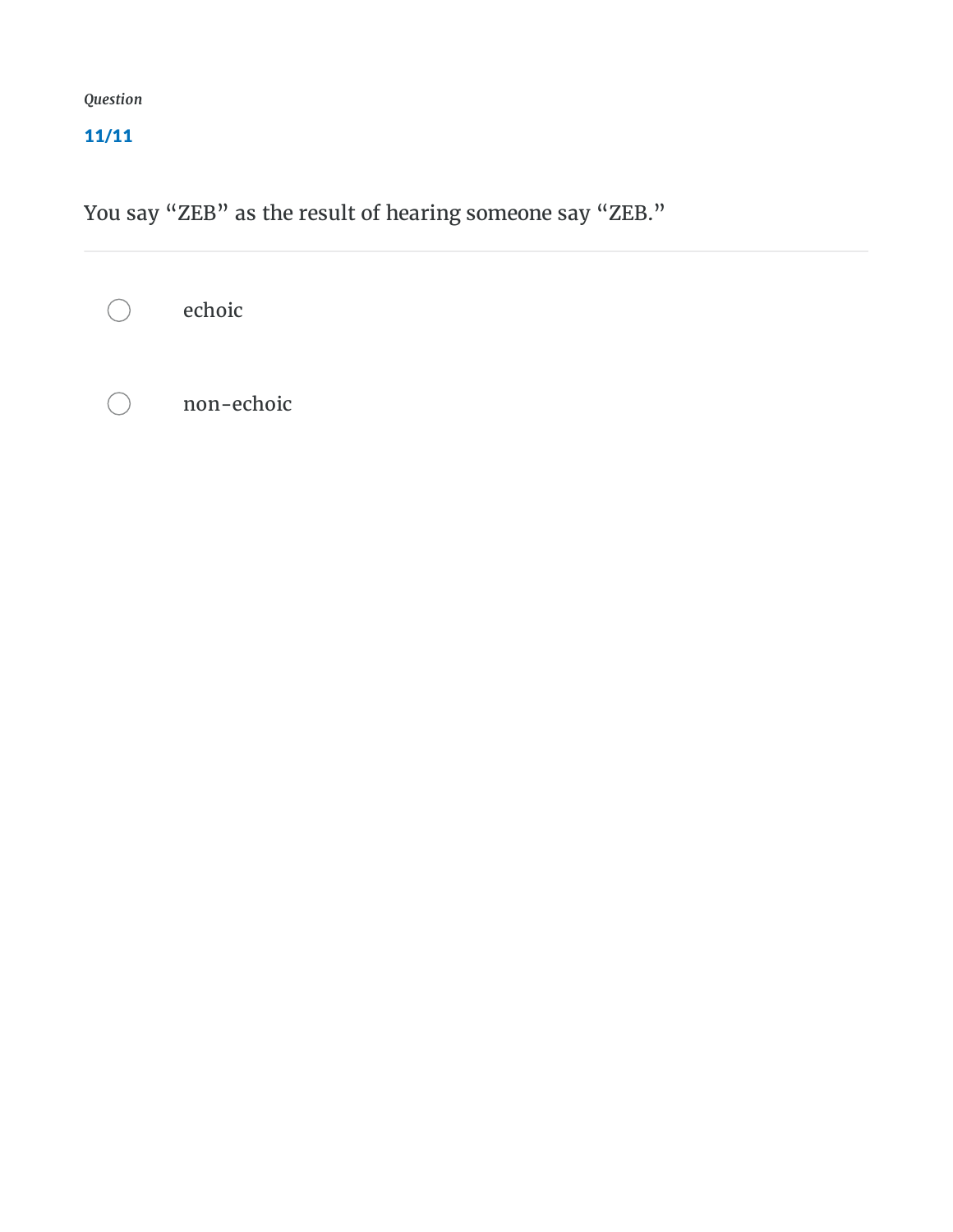*Question*

**11/11**

You say “ZEB” as the result of hearing someone say “ZEB.”

- echoic
- non-echoic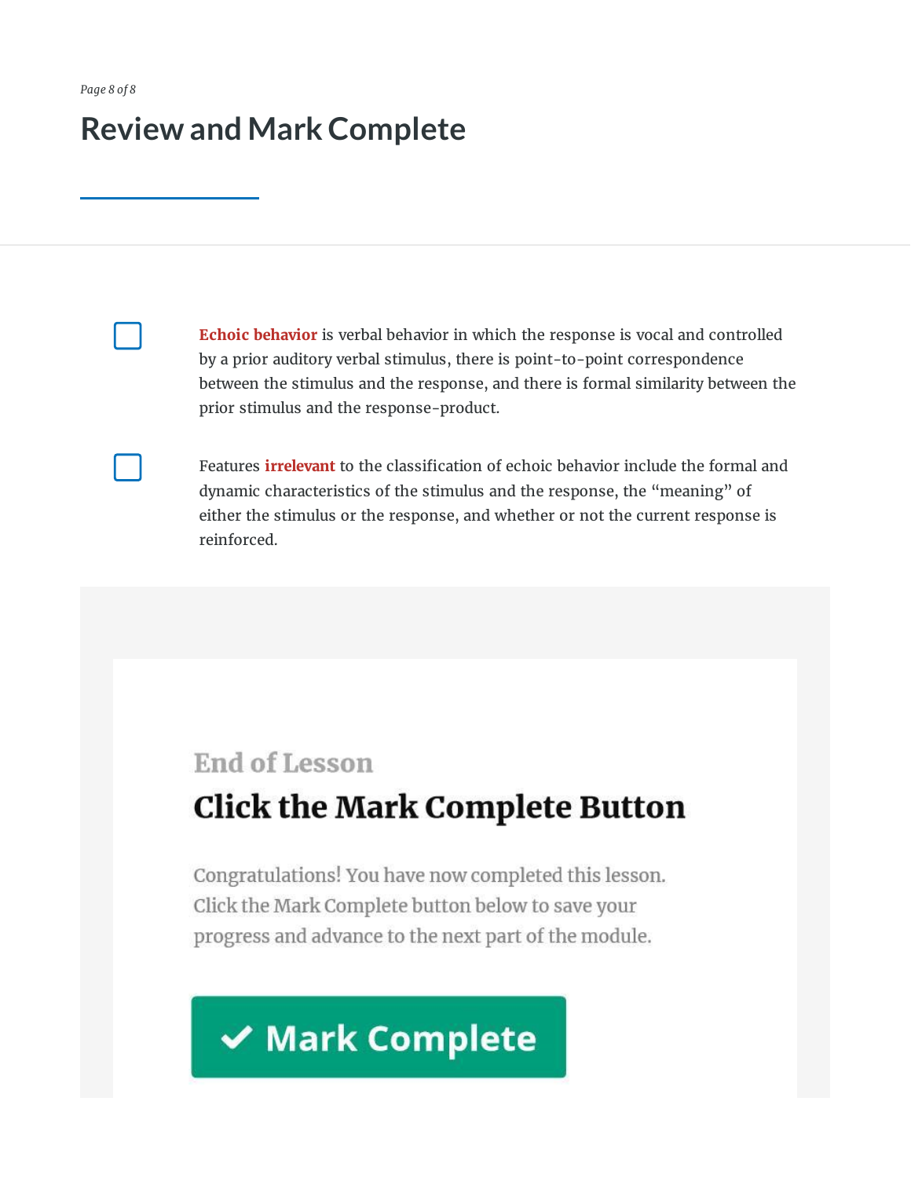## Review and Mark Complete

- [ ] **Echoic behavior** is verbal behavior in which the response is vocal and controlled by a prior auditory verbal stimulus, there is point-to-point correspondence between the stimulus and the response, and there is formal similarity between the prior stimulus and the response-product.

- [ ] Features **irrelevant** to the classification of echoic behavior include the formal and dynamic characteristics of the stimulus and the response, the "meaning" of either the stimulus or the response, and whether or not the current response is reinforced.

End of Lesson

### Click the Mark Complete Button

Congratulations! You have now completed this lesson. Click the Mark Complete button below to save your progress and advance to the next part of the module.

✔ Mark Complete